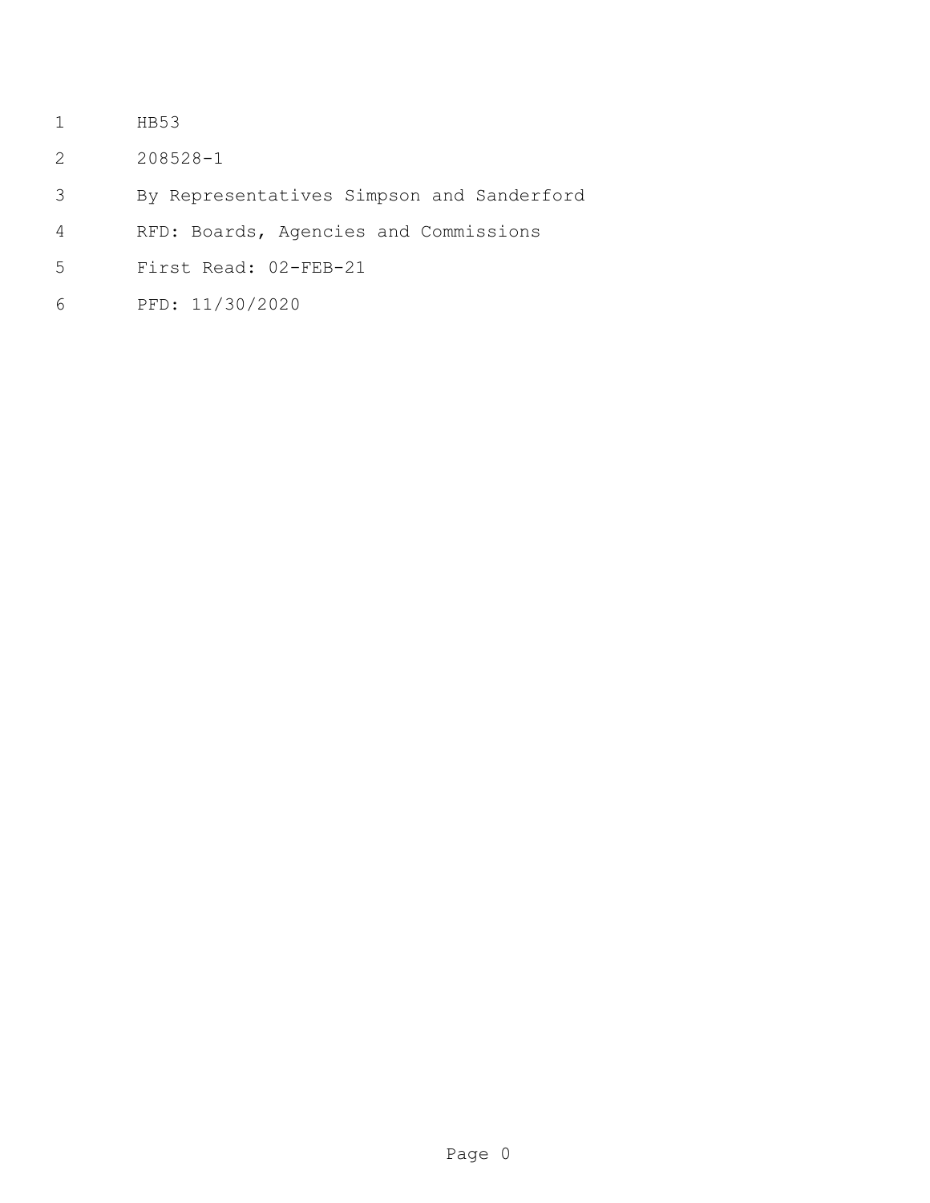HB53

208528-1

By Representatives Simpson and Sanderford

RFD: Boards, Agencies and Commissions

First Read: 02-FEB-21

PFD: 11/30/2020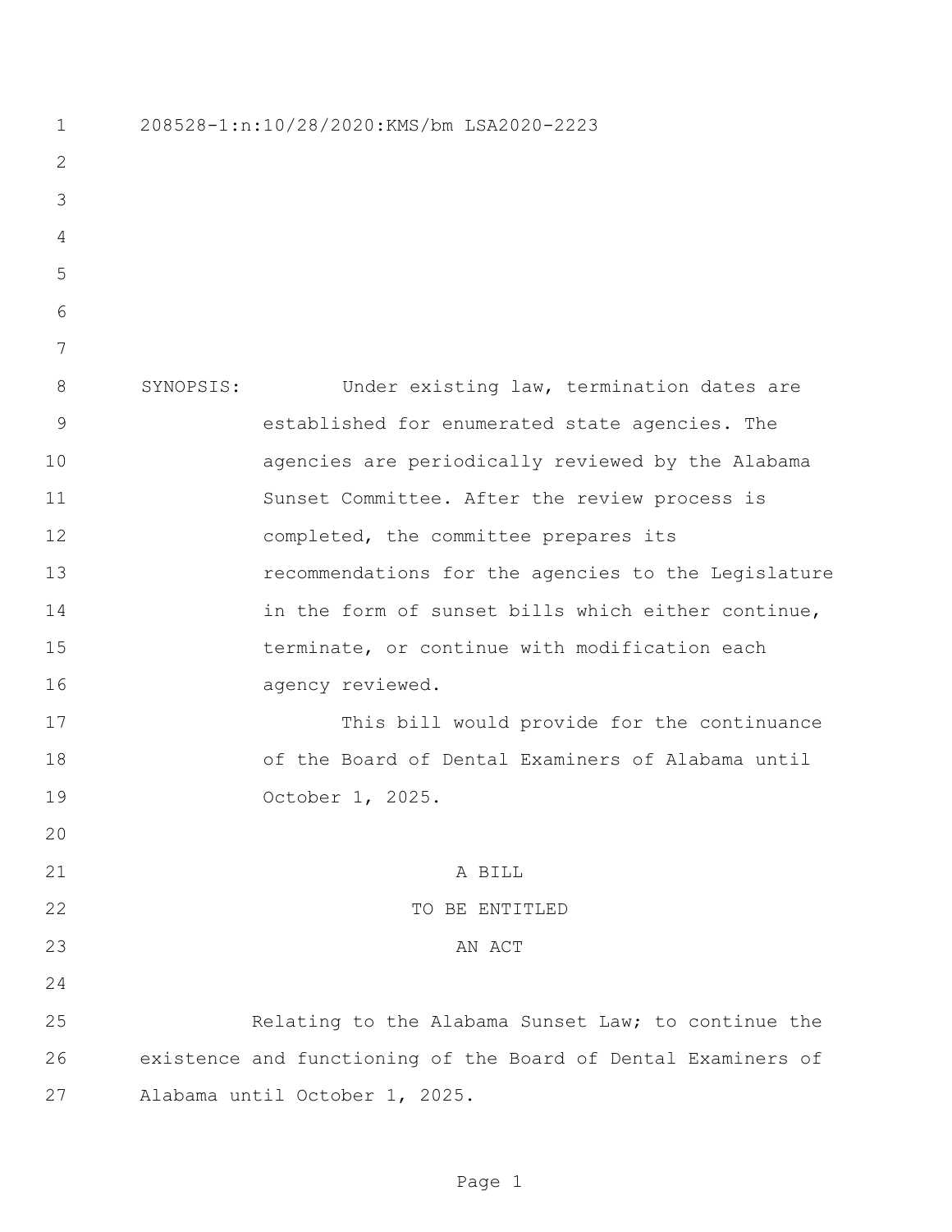208528-1:n:10/28/2020:KMS/bm LSA2020-2223

SYNOPSIS: Under existing law, termination dates are established for enumerated state agencies. The agencies are periodically reviewed by the Alabama Sunset Committee. After the review process is completed, the committee prepares its recommendations for the agencies to the Legislature in the form of sunset bills which either continue, terminate, or continue with modification each agency reviewed.

This bill would provide for the continuance of the Board of Dental Examiners of Alabama until October 1, 2025.

A BILL

TO BE ENTITLED

AN ACT

Relating to the Alabama Sunset Law; to continue the existence and functioning of the Board of Dental Examiners of Alabama until October 1, 2025.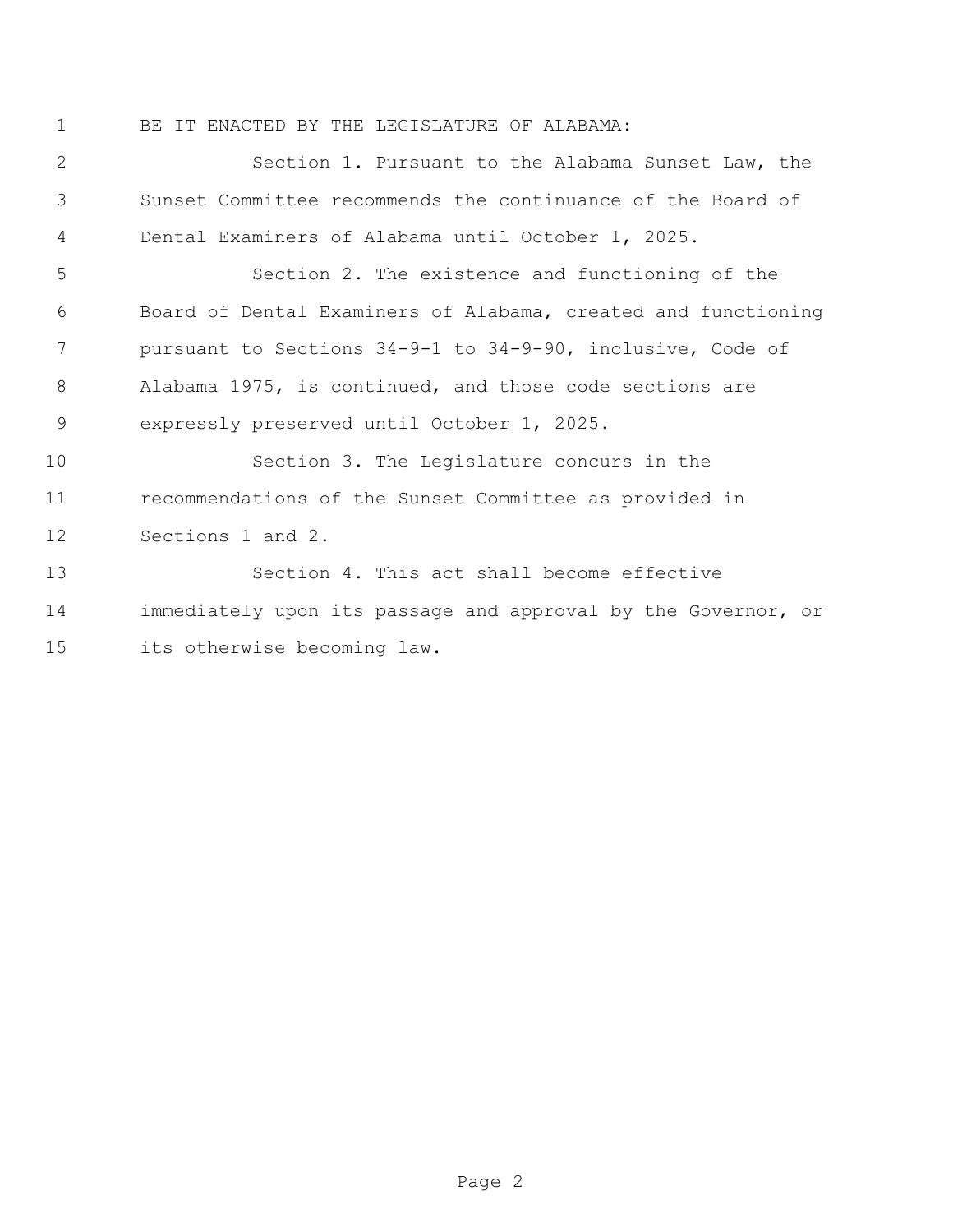BE IT ENACTED BY THE LEGISLATURE OF ALABAMA:

Section 1. Pursuant to the Alabama Sunset Law, the Sunset Committee recommends the continuance of the Board of Dental Examiners of Alabama until October 1, 2025.

Section 2. The existence and functioning of the Board of Dental Examiners of Alabama, created and functioning pursuant to Sections 34-9-1 to 34-9-90, inclusive, Code of Alabama 1975, is continued, and those code sections are expressly preserved until October 1, 2025.

Section 3. The Legislature concurs in the recommendations of the Sunset Committee as provided in Sections 1 and 2.

Section 4. This act shall become effective immediately upon its passage and approval by the Governor, or its otherwise becoming law.